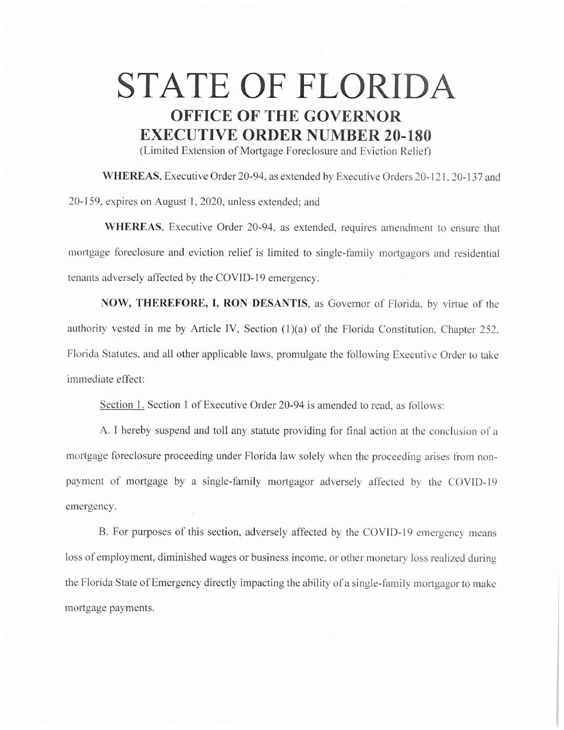# STATE OF FLORIDA

## OFFICE OF THE GOVERNOR

## EXECUTIVE ORDER NUMBER 20-180

(Limited Extension of Mortgage Foreclosure and Eviction Relief)

**WHEREAS**, Executive Order 20-94, as extended by Executive Orders 20-121, 20-137 and 20-159, expires on August 1, 2020, unless extended; and

**WHEREAS**, Executive Order 20-94, as extended, requires amendment to ensure that mortgage foreclosure and eviction relief is limited to single-family mortgagors and residential tenants adversely affected by the COVID-19 emergency.

**NOW, THEREFORE, I, RON DESANTIS**, as Governor of Florida, by virtue of the authority vested in me by Article IV, Section (1)(a) of the Florida Constitution, Chapter 252, Florida Statutes, and all other applicable laws, promulgate the following Executive Order to take immediate effect:

Section 1. Section 1 of Executive Order 20-94 is amended to read, as follows:

A. I hereby suspend and toll any statute providing for final action at the conclusion of a mortgage foreclosure proceeding under Florida law solely when the proceeding arises from non-payment of mortgage by a single-family mortgagor adversely affected by the COVID-19 emergency.

B. For purposes of this section, adversely affected by the COVID-19 emergency means loss of employment, diminished wages or business income, or other monetary loss realized during the Florida State of Emergency directly impacting the ability of a single-family mortgagor to make mortgage payments.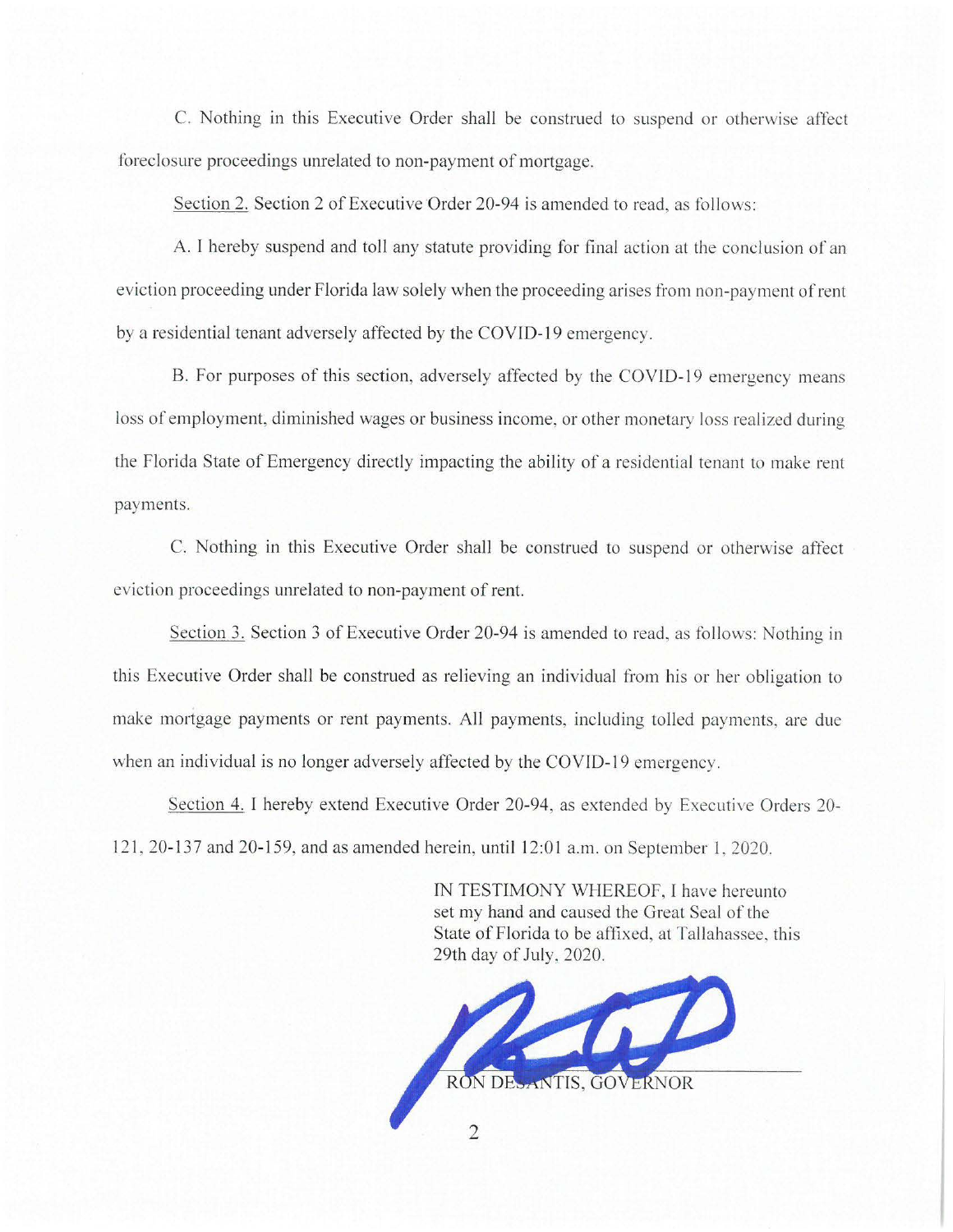C. Nothing in this Executive Order shall be construed to suspend or otherwise affect foreclosure proceedings unrelated to non-payment of mortgage.

Section 2. Section 2 of Executive Order 20-94 is amended to read, as follows:

A. I hereby suspend and toll any statute providing for final action at the conclusion of an eviction proceeding under Florida law solely when the proceeding arises from non-payment of rent by a residential tenant adversely affected by the COVID-19 emergency.

B. For purposes of this section, adversely affected by the COVID-19 emergency means loss of employment, diminished wages or business income, or other monetary loss realized during the Florida State of Emergency directly impacting the ability of a residential tenant to make rent payments.

C. Nothing in this Executive Order shall be construed to suspend or otherwise affect eviction proceedings unrelated to non-payment of rent.

Section 3. Section 3 of Executive Order 20-94 is amended to read, as follows: Nothing in this Executive Order shall be construed as relieving an individual from his or her obligation to make mortgage payments or rent payments. All payments, including tolled payments, are due when an individual is no longer adversely affected by the COVID-19 emergency.

Section 4. I hereby extend Executive Order 20-94, as extended by Executive Orders 20-121, 20-137 and 20-159, and as amended herein, until 12:01 a.m. on September 1, 2020.

IN TESTIMONY WHEREOF, I have hereunto set my hand and caused the Great Seal of the State of Florida to be affixed, at Tallahassee, this 29th day of July, 2020.

RON DESANTIS, GOVERNOR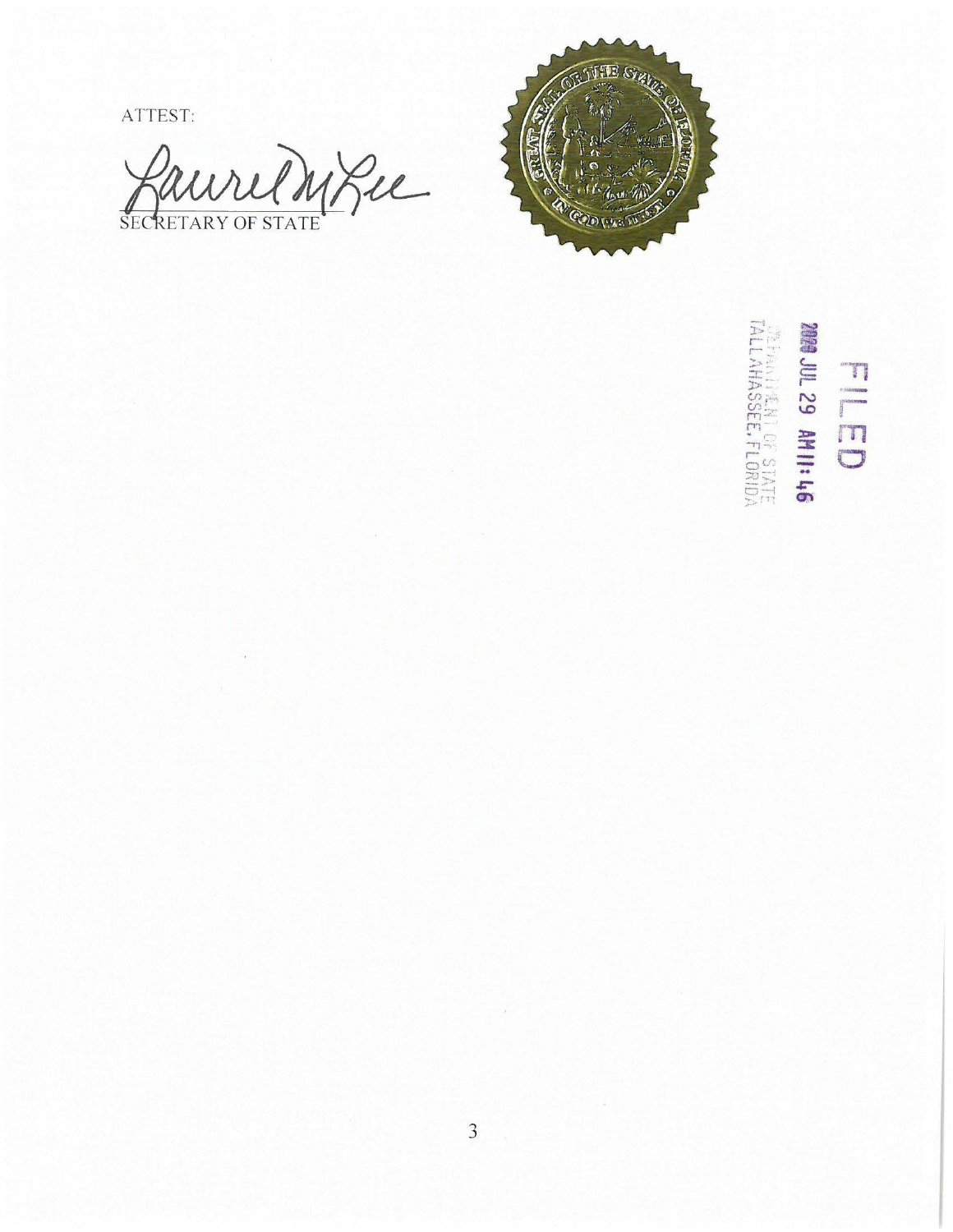ATTEST:

Laurel M. Lee

SECRETARY OF STATE

FILED

2020 JUL 29 AM 11:46

DEPARTMENT OF STATE
TALLAHASSEE, FLORIDA